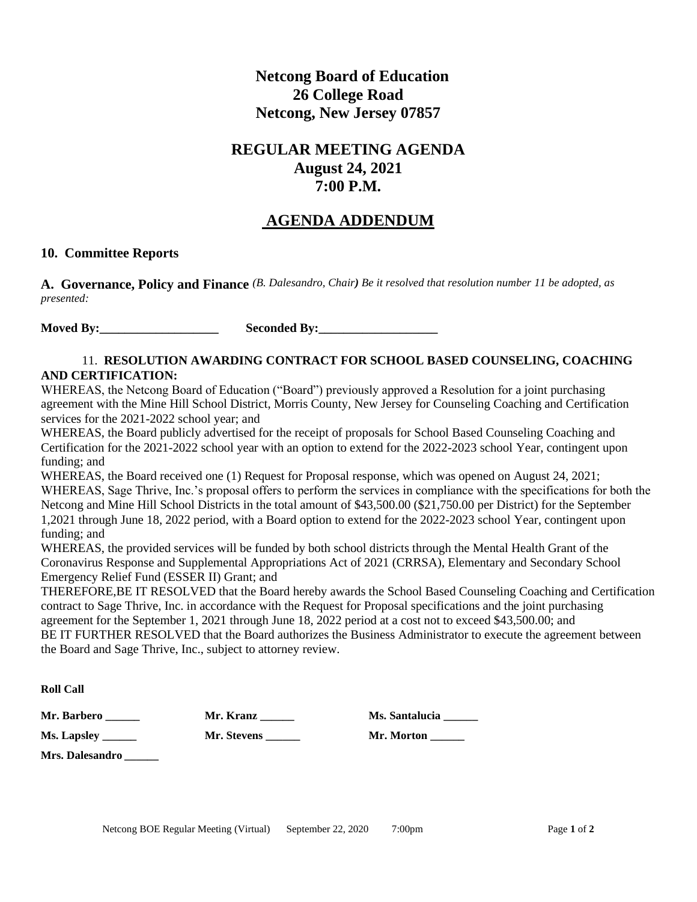# Netcong Board of Education
## 26 College Road
## Netcong, New Jersey 07857

## REGULAR MEETING AGENDA
## August 24, 2021
## 7:00 P.M.

## AGENDA ADDENDUM

### 10. Committee Reports

**A. Governance, Policy and Finance** *(B. Dalesandro, Chair) Be it resolved that resolution number 11 be adopted, as presented:*

**Moved By:\_\_\_\_\_\_\_\_\_\_\_\_\_\_\_\_\_\_\_\_ Seconded By:\_\_\_\_\_\_\_\_\_\_\_\_\_\_\_\_\_\_\_\_**

11. **RESOLUTION AWARDING CONTRACT FOR SCHOOL BASED COUNSELING, COACHING AND CERTIFICATION:**

WHEREAS, the Netcong Board of Education ("Board") previously approved a Resolution for a joint purchasing agreement with the Mine Hill School District, Morris County, New Jersey for Counseling Coaching and Certification services for the 2021-2022 school year; and

WHEREAS, the Board publicly advertised for the receipt of proposals for School Based Counseling Coaching and Certification for the 2021-2022 school year with an option to extend for the 2022-2023 school Year, contingent upon funding; and

WHEREAS, the Board received one (1) Request for Proposal response, which was opened on August 24, 2021;

WHEREAS, Sage Thrive, Inc.'s proposal offers to perform the services in compliance with the specifications for both the Netcong and Mine Hill School Districts in the total amount of $43,500.00 ($21,750.00 per District) for the September 1,2021 through June 18, 2022 period, with a Board option to extend for the 2022-2023 school Year, contingent upon funding; and

WHEREAS, the provided services will be funded by both school districts through the Mental Health Grant of the Coronavirus Response and Supplemental Appropriations Act of 2021 (CRRSA), Elementary and Secondary School Emergency Relief Fund (ESSER II) Grant; and

THEREFORE,BE IT RESOLVED that the Board hereby awards the School Based Counseling Coaching and Certification contract to Sage Thrive, Inc. in accordance with the Request for Proposal specifications and the joint purchasing agreement for the September 1, 2021 through June 18, 2022 period at a cost not to exceed $43,500.00; and

BE IT FURTHER RESOLVED that the Board authorizes the Business Administrator to execute the agreement between the Board and Sage Thrive, Inc., subject to attorney review.

**Roll Call**

**Mr. Barbero \_\_\_\_\_\_** **Mr. Kranz \_\_\_\_\_\_** **Ms. Santalucia \_\_\_\_\_\_**

**Ms. Lapsley \_\_\_\_\_\_** **Mr. Stevens \_\_\_\_\_\_** **Mr. Morton \_\_\_\_\_\_**

**Mrs. Dalesandro \_\_\_\_\_\_**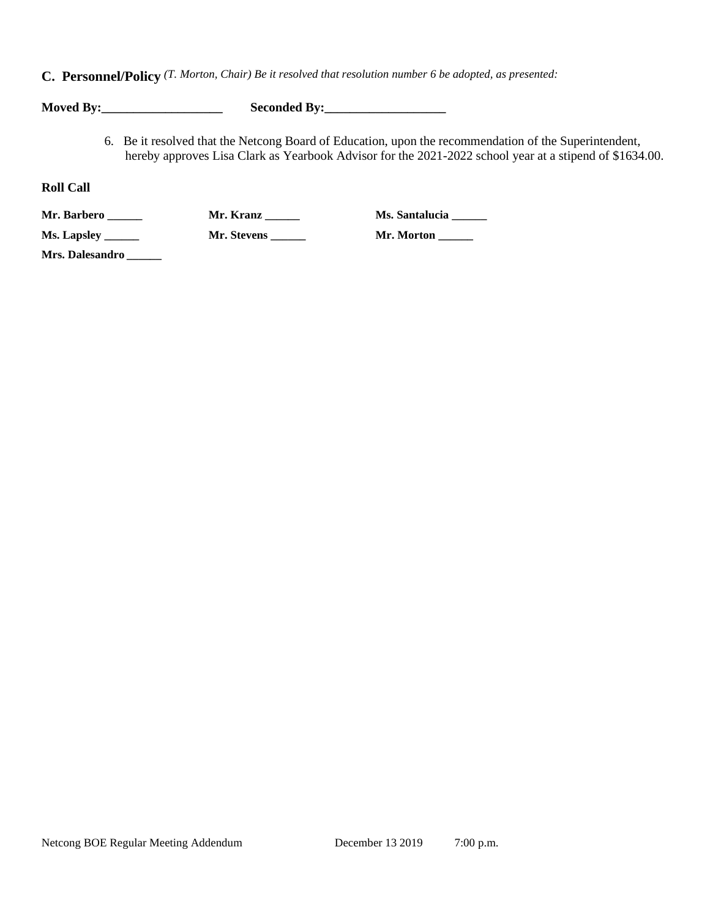**C. Personnel/Policy** *(T. Morton, Chair) Be it resolved that resolution number 6 be adopted, as presented:*

**Moved By:___________________** **Seconded By:___________________**

6. Be it resolved that the Netcong Board of Education, upon the recommendation of the Superintendent, hereby approves Lisa Clark as Yearbook Advisor for the 2021-2022 school year at a stipend of $1634.00.

**Roll Call**

**Mr. Barbero ______** **Mr. Kranz ______** **Ms. Santalucia ______**

**Ms. Lapsley ______** **Mr. Stevens ______** **Mr. Morton ______**

**Mrs. Dalesandro ______**

Netcong BOE Regular Meeting Addendum December 13 2019 7:00 p.m.